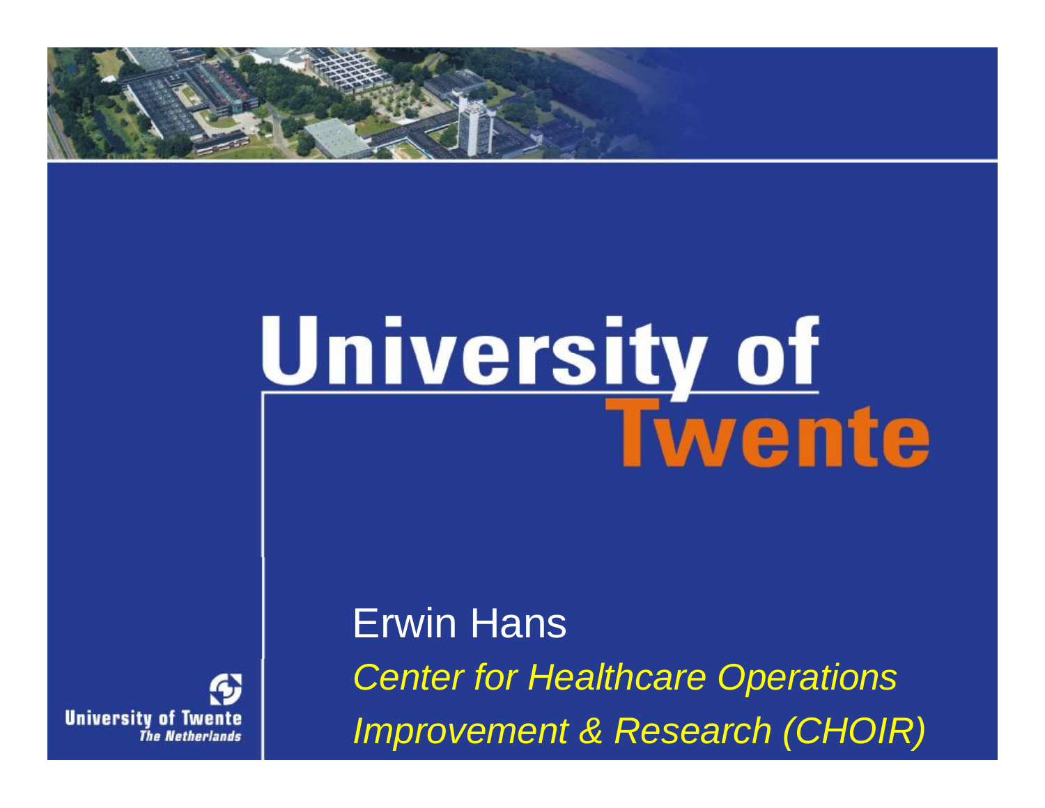# University of Twente

Erwin Hans

*Center for Healthcare Operations Improvement & Research (CHOIR)*

University of Twente
*The Netherlands*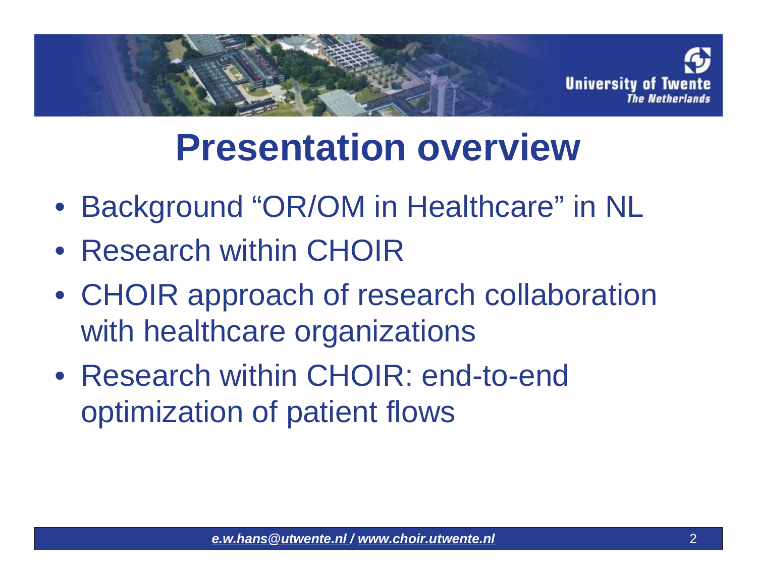# Presentation overview

- Background “OR/OM in Healthcare” in NL
- Research within CHOIR
- CHOIR approach of research collaboration with healthcare organizations
- Research within CHOIR: end-to-end optimization of patient flows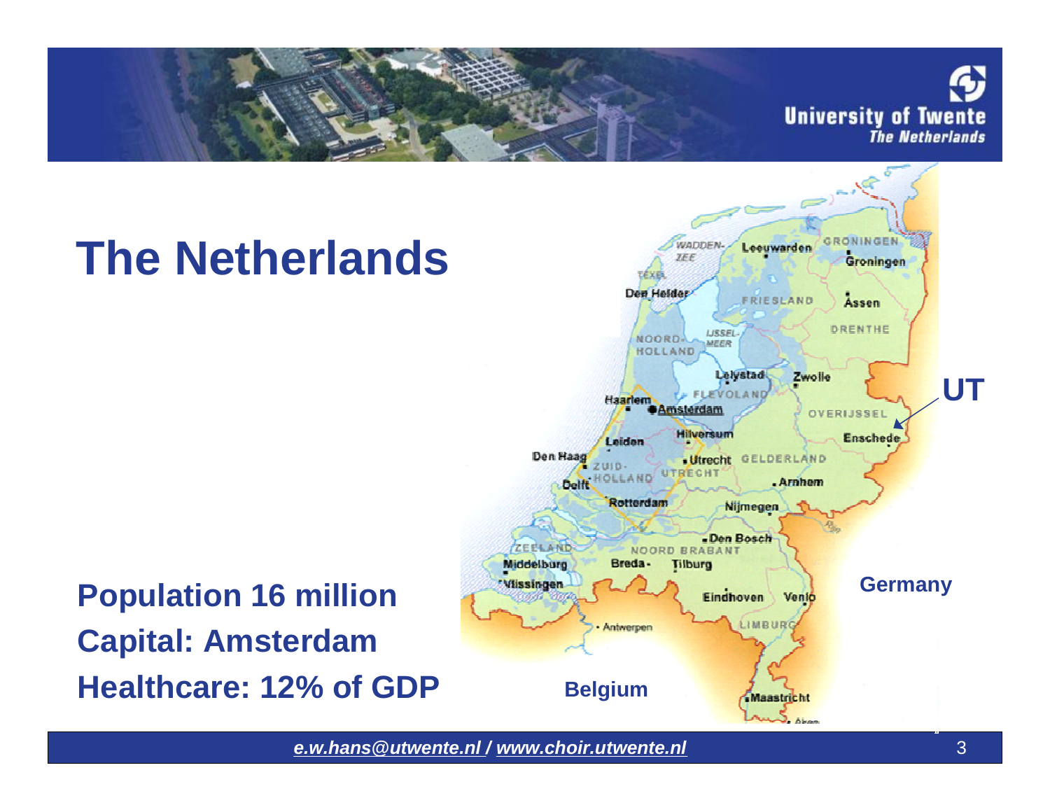# The Netherlands

**Population 16 million**
**Capital: Amsterdam**
**Healthcare: 12% of GDP**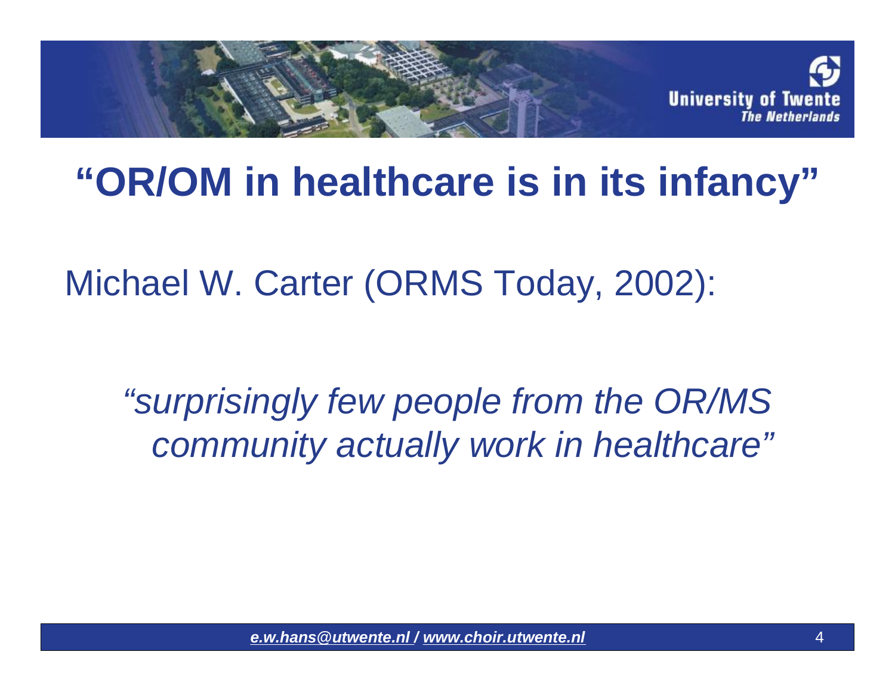# “OR/OM in healthcare is in its infancy”

Michael W. Carter (ORMS Today, 2002):

*“surprisingly few people from the OR/MS community actually work in healthcare”*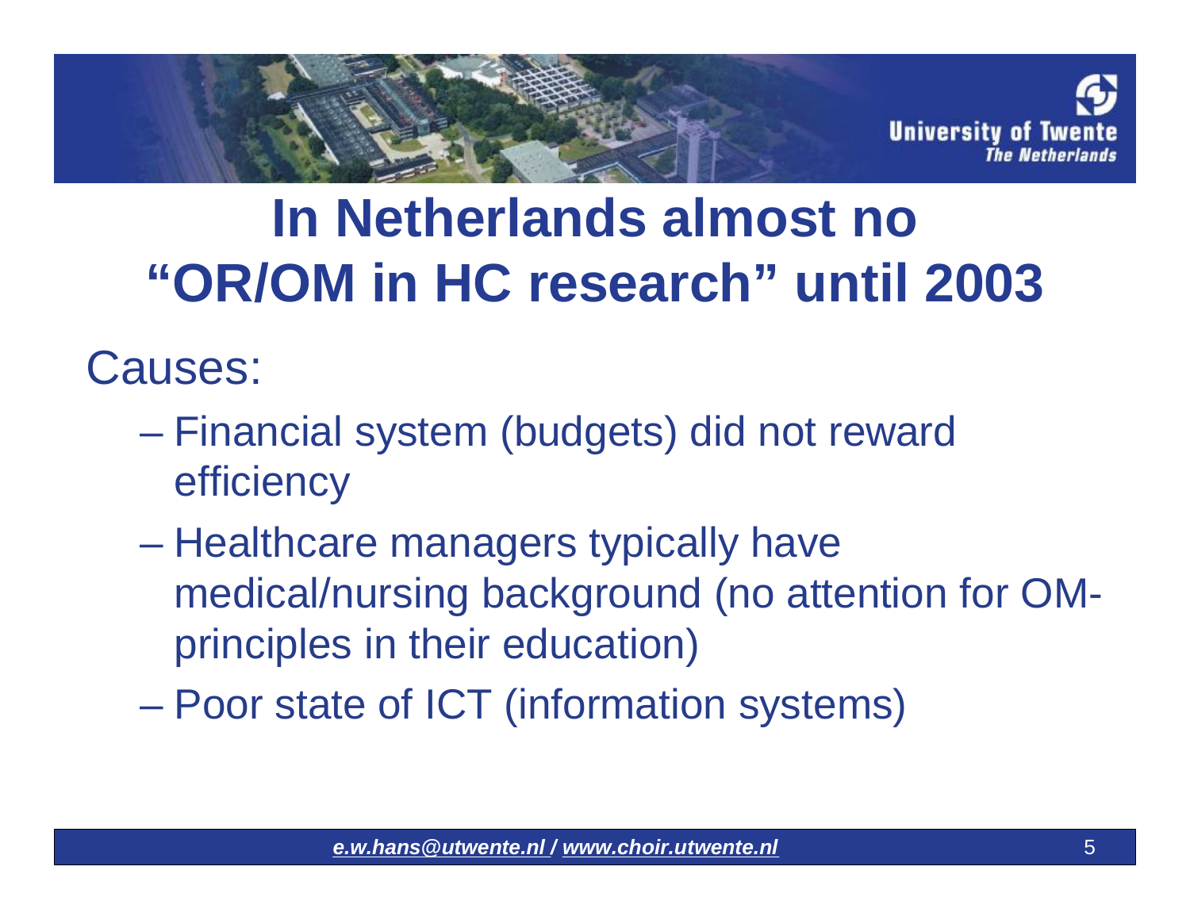# In Netherlands almost no "OR/OM in HC research" until 2003

Causes:

- Financial system (budgets) did not reward efficiency
- Healthcare managers typically have medical/nursing background (no attention for OM-principles in their education)
- Poor state of ICT (information systems)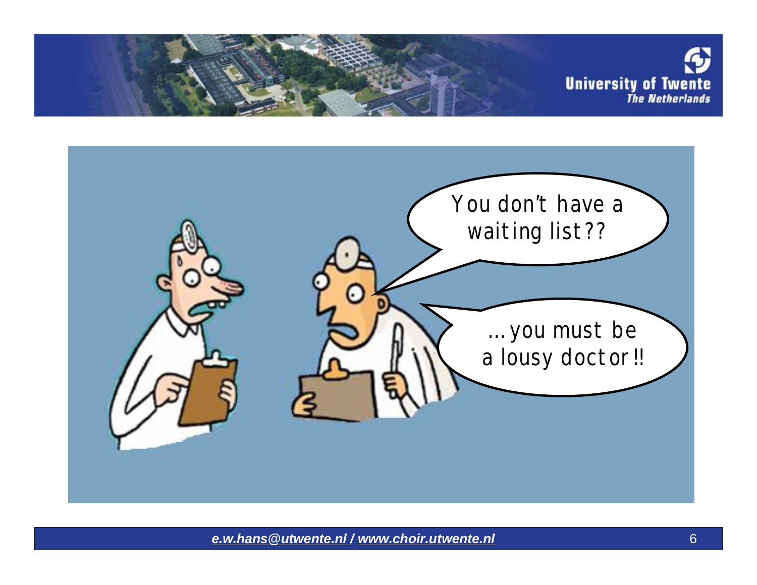You don't have a waiting list??

... you must be a lousy doctor!!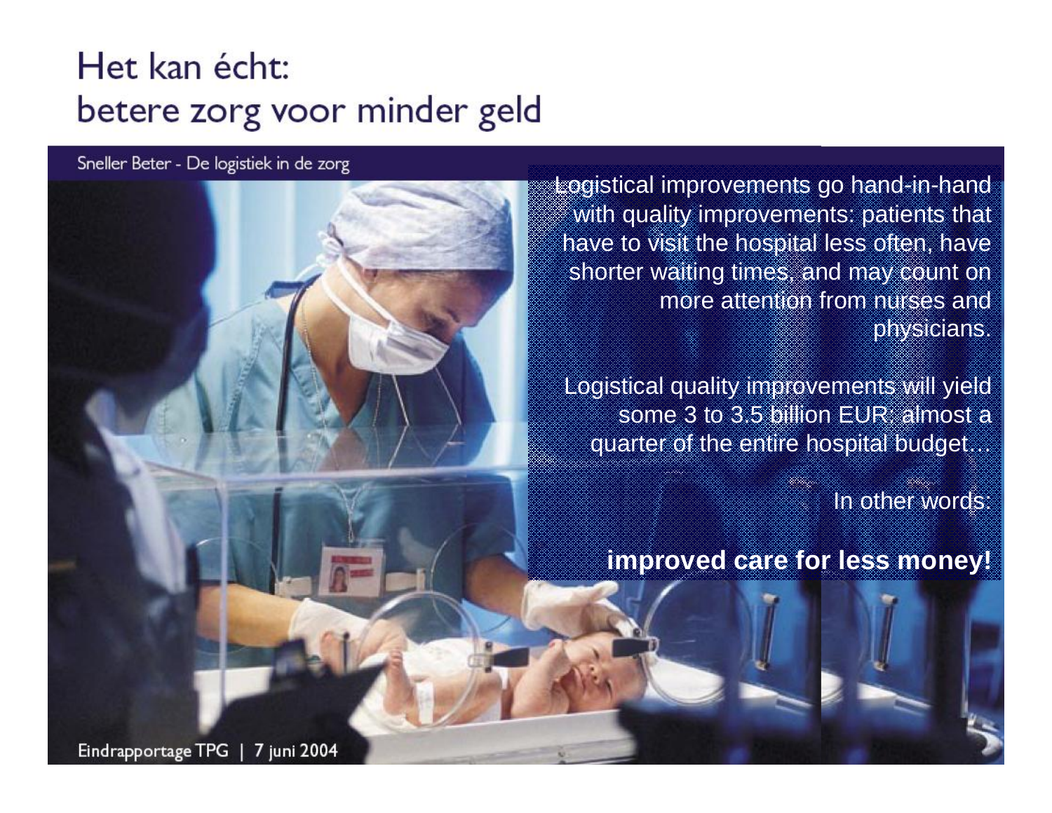# Het kan écht: betere zorg voor minder geld

Sneller Beter - De logistiek in de zorg

Logistical improvements go hand-in-hand with quality improvements: patients that have to visit the hospital less often, have shorter waiting times, and may count on more attention from nurses and physicians.

Logistical quality improvements will yield some 3 to 3.5 billion EUR: almost a quarter of the entire hospital budget…

In other words:

**improved care for less money!**

Eindrapportage TPG | 7 juni 2004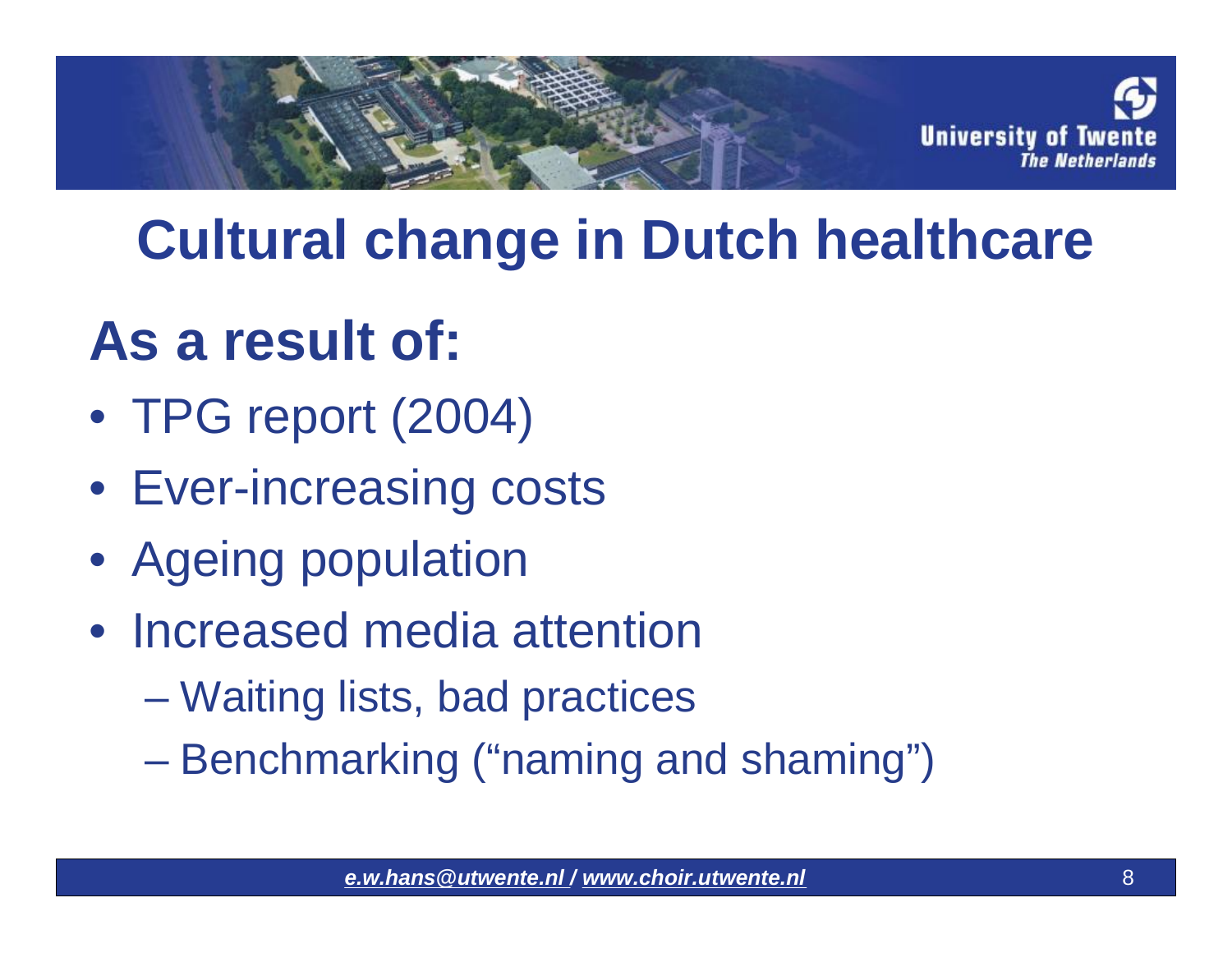# Cultural change in Dutch healthcare

## As a result of:

- TPG report (2004)
- Ever-increasing costs
- Ageing population
- Increased media attention
  - Waiting lists, bad practices
  - Benchmarking ("naming and shaming")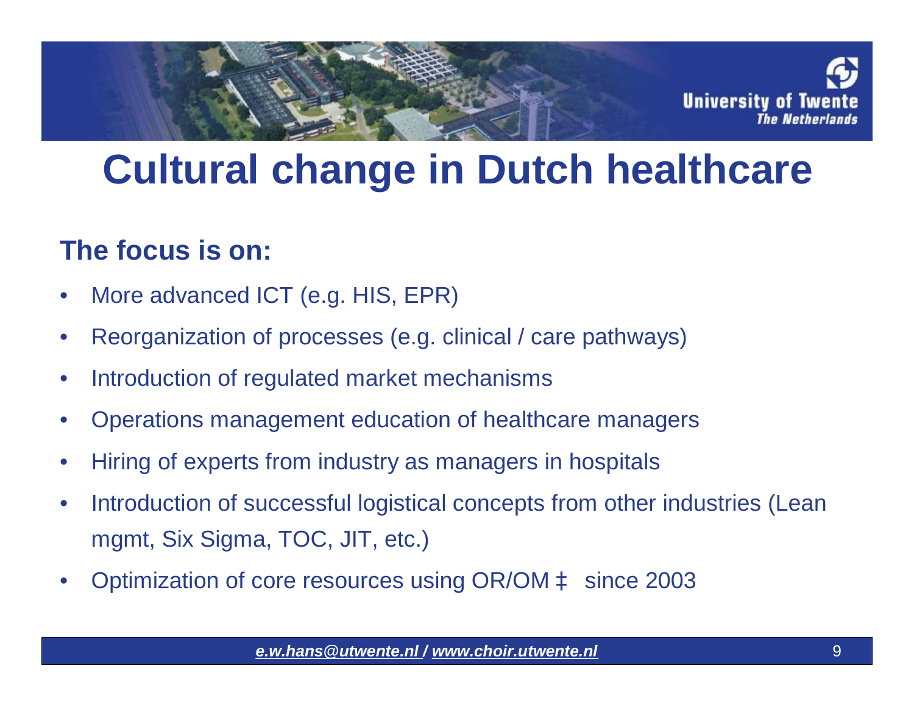# Cultural change in Dutch healthcare

**The focus is on:**

- More advanced ICT (e.g. HIS, EPR)
- Reorganization of processes (e.g. clinical / care pathways)
- Introduction of regulated market mechanisms
- Operations management education of healthcare managers
- Hiring of experts from industry as managers in hospitals
- Introduction of successful logistical concepts from other industries (Lean mgmt, Six Sigma, TOC, JIT, etc.)
- Optimization of core resources using OR/OM ‡ since 2003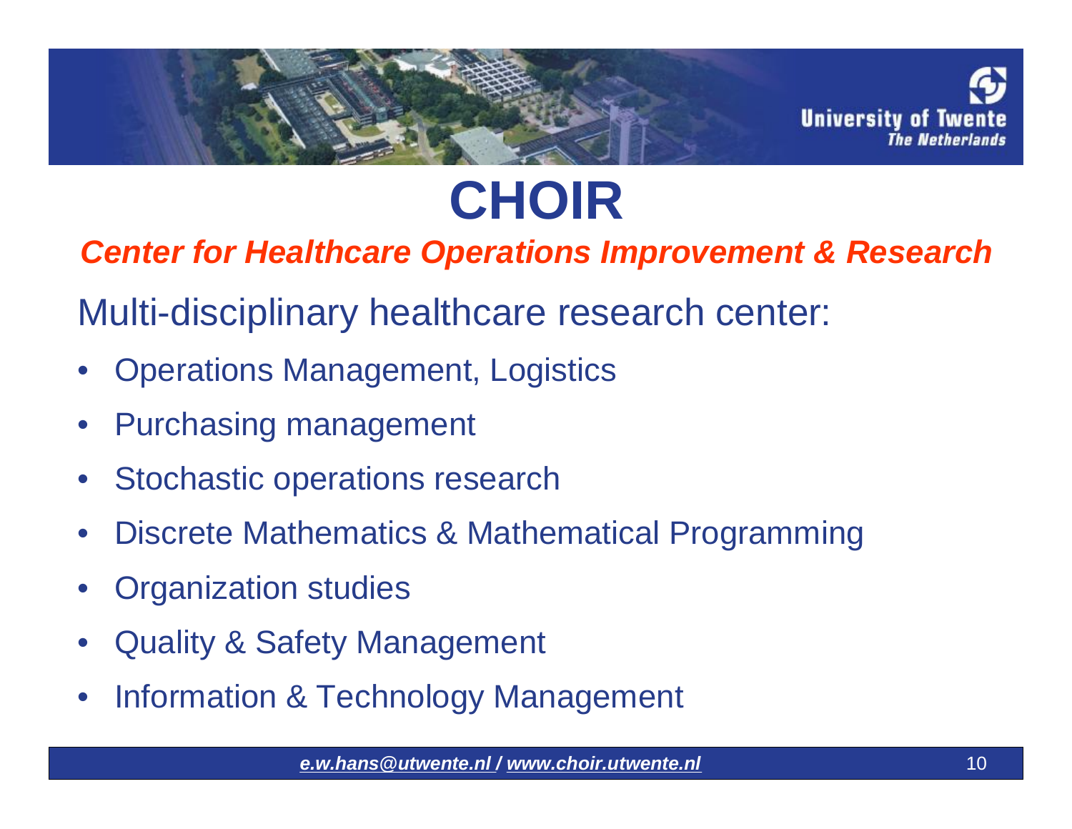# CHOIR

***Center for Healthcare Operations Improvement & Research***

Multi-disciplinary healthcare research center:

- Operations Management, Logistics
- Purchasing management
- Stochastic operations research
- Discrete Mathematics & Mathematical Programming
- Organization studies
- Quality & Safety Management
- Information & Technology Management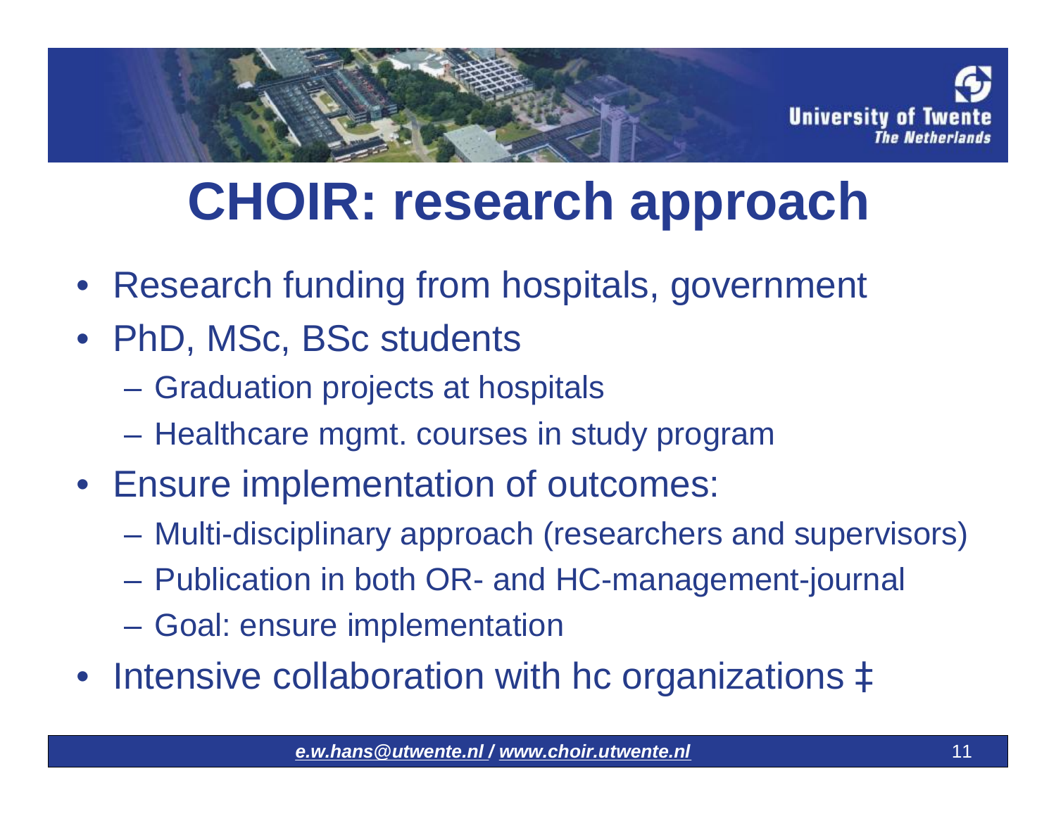# CHOIR: research approach

- Research funding from hospitals, government
- PhD, MSc, BSc students
  - Graduation projects at hospitals
  - Healthcare mgmt. courses in study program
- Ensure implementation of outcomes:
  - Multi-disciplinary approach (researchers and supervisors)
  - Publication in both OR- and HC-management-journal
  - Goal: ensure implementation
- Intensive collaboration with hc organizations ‡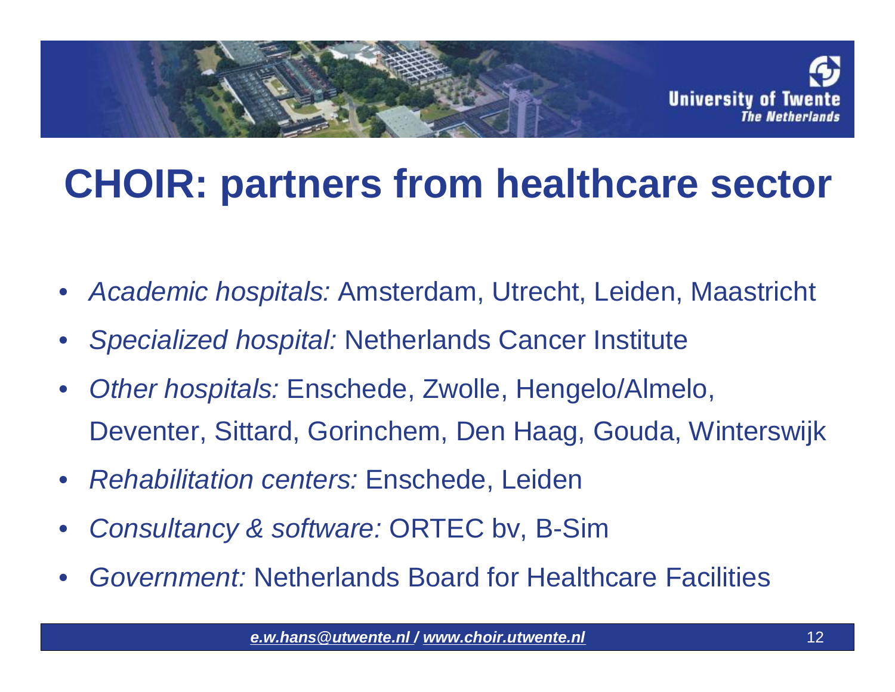# CHOIR: partners from healthcare sector

- *Academic hospitals:* Amsterdam, Utrecht, Leiden, Maastricht
- *Specialized hospital:* Netherlands Cancer Institute
- *Other hospitals:* Enschede, Zwolle, Hengelo/Almelo, Deventer, Sittard, Gorinchem, Den Haag, Gouda, Winterswijk
- *Rehabilitation centers:* Enschede, Leiden
- *Consultancy & software:* ORTEC bv, B-Sim
- *Government:* Netherlands Board for Healthcare Facilities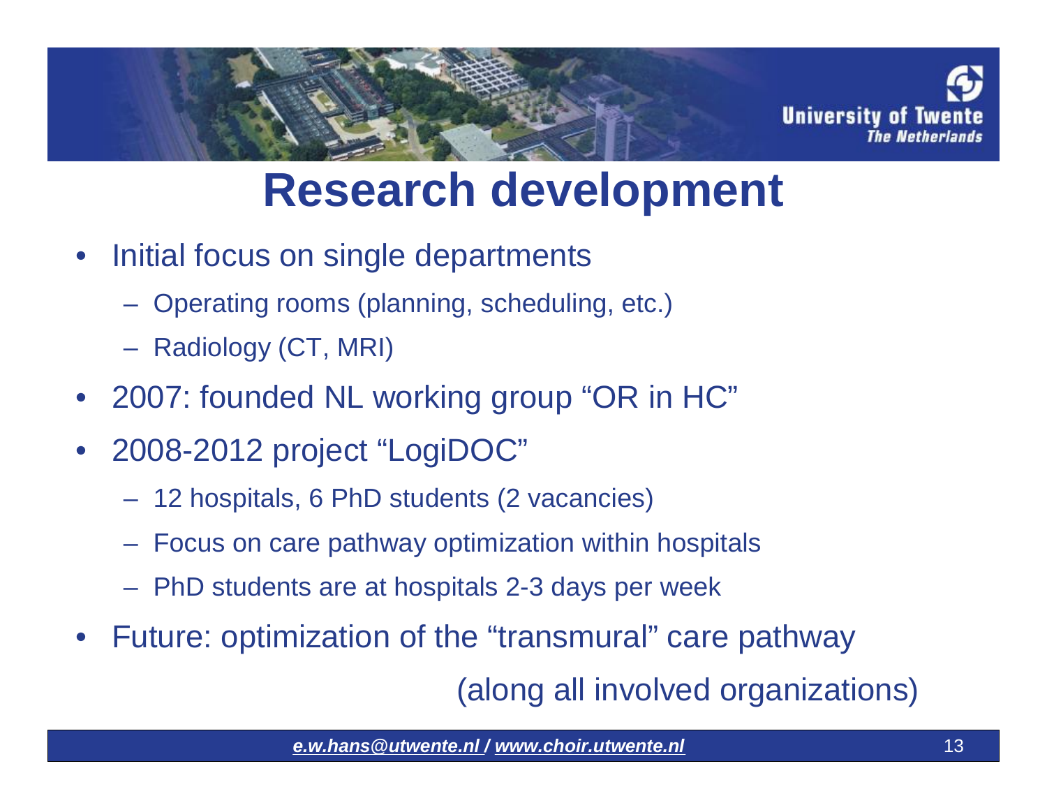# Research development

- Initial focus on single departments
  - Operating rooms (planning, scheduling, etc.)
  - Radiology (CT, MRI)
- 2007: founded NL working group "OR in HC"
- 2008-2012 project "LogiDOC"
  - 12 hospitals, 6 PhD students (2 vacancies)
  - Focus on care pathway optimization within hospitals
  - PhD students are at hospitals 2-3 days per week
- Future: optimization of the "transmural" care pathway (along all involved organizations)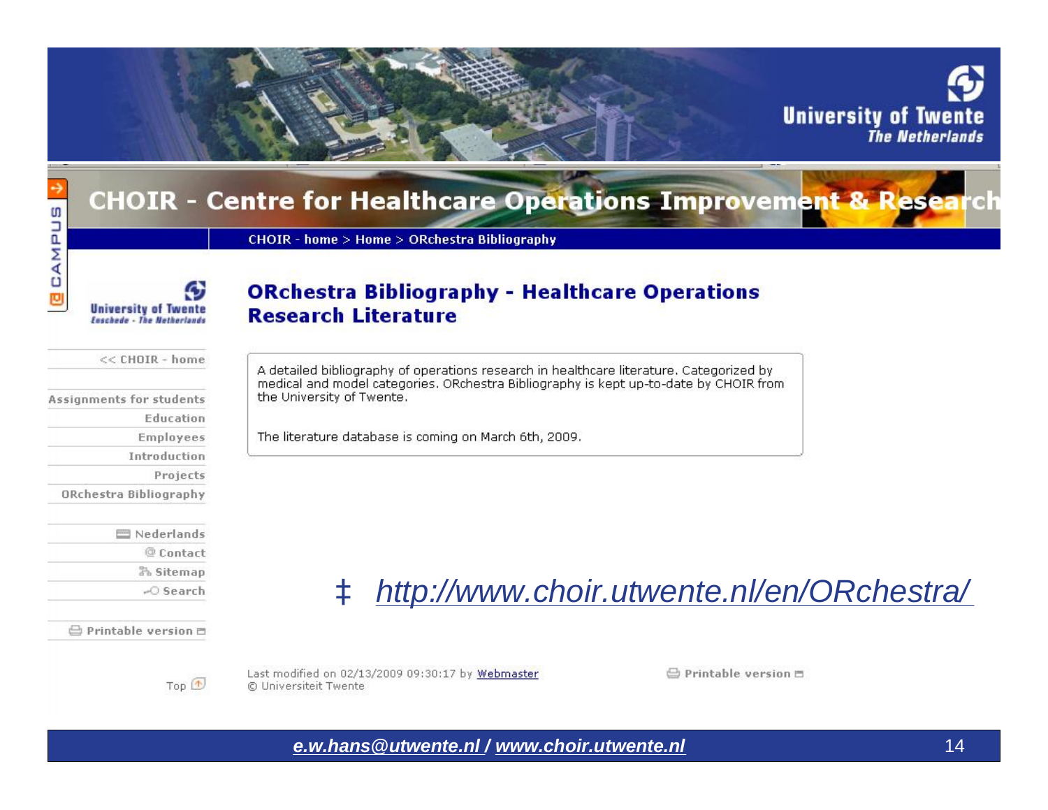University of Twente
The Netherlands

# CHOIR - Centre for Healthcare Operations Improvement & Research

CHOIR - home > Home > ORchestra Bibliography

University of Twente
Enschede - The Netherlands

- << CHOIR - home
- Assignments for students
- Education
- Employees
- Introduction
- Projects
- ORchestra Bibliography
- Nederlands
- Contact
- Sitemap
- Search
- Printable version

## ORchestra Bibliography - Healthcare Operations Research Literature

A detailed bibliography of operations research in healthcare literature. Categorized by medical and model categories. ORchestra Bibliography is kept up-to-date by CHOIR from the University of Twente.

The literature database is coming on March 6th, 2009.

Last modified on 02/13/2009 09:30:17 by Webmaster
© Universiteit Twente

Printable version

Top

‡ *http://www.choir.utwente.nl/en/ORchestra/*

*e.w.hans@utwente.nl / www.choir.utwente.nl*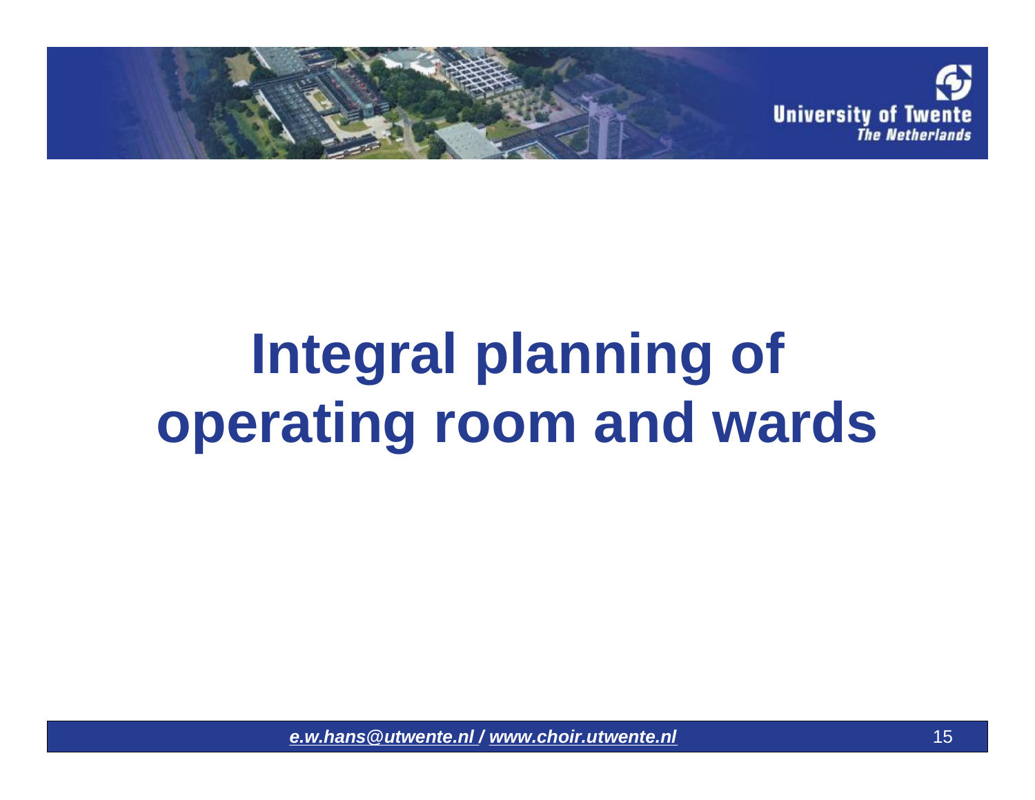# Integral planning of operating room and wards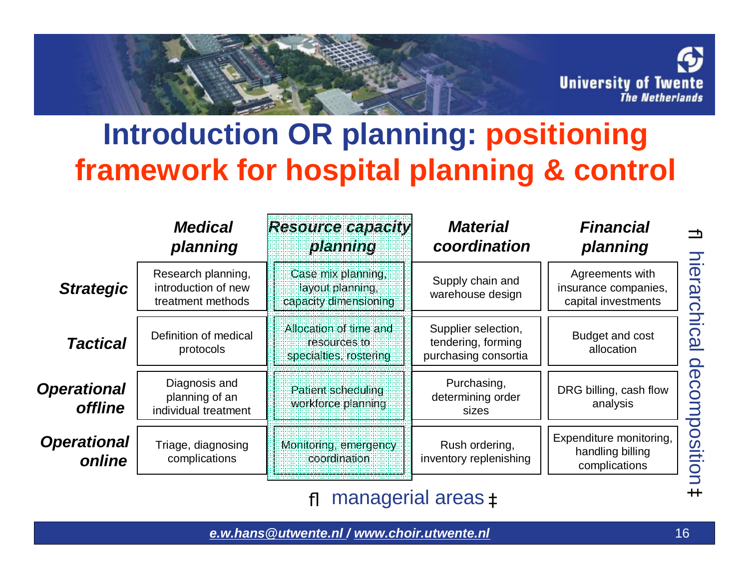# Introduction OR planning: positioning framework for hospital planning & control

| | *Medical planning* | *Resource capacity planning* | *Material coordination* | *Financial planning* |
|---|---|---|---|---|
| ***Strategic*** | Research planning, introduction of new treatment methods | Case mix planning, layout planning, capacity dimensioning | Supply chain and warehouse design | Agreements with insurance companies, capital investments |
| ***Tactical*** | Definition of medical protocols | Allocation of time and resources to specialties, rostering | Supplier selection, tendering, forming purchasing consortia | Budget and cost allocation |
| ***Operational offline*** | Diagnosis and planning of an individual treatment | Patient scheduling workforce planning | Purchasing, determining order sizes | DRG billing, cash flow analysis |
| ***Operational online*** | Triage, diagnosing complications | Monitoring, emergency coordination | Rush ordering, inventory replenishing | Expenditure monitoring, handling billing complications |

← managerial areas →

← hierarchical decomposition →

*e.w.hans@utwente.nl / www.choir.utwente.nl*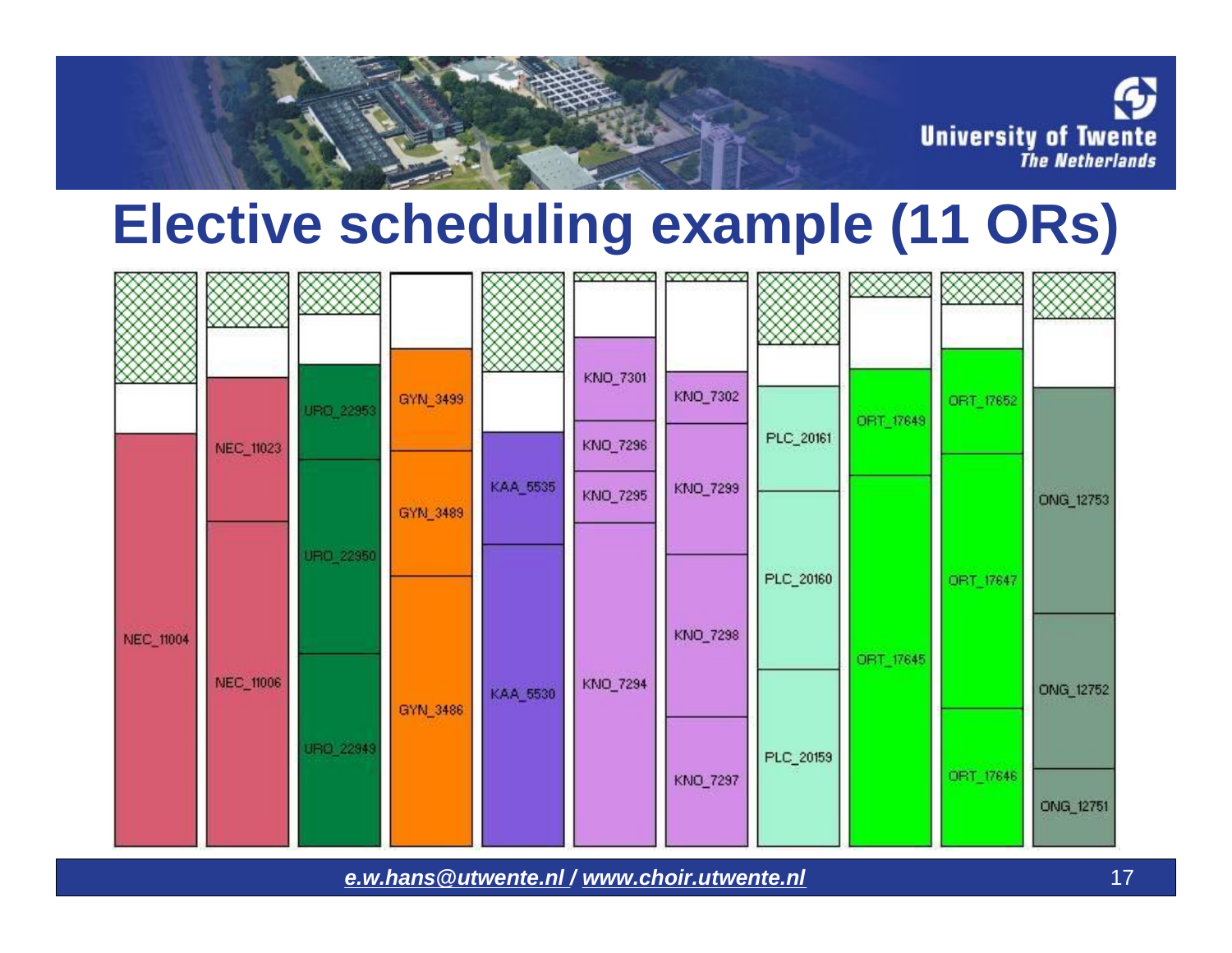# Elective scheduling example (11 ORs)

NEC_11004

NEC_11023

NEC_11006

URO_22953

URO_22950

URO_22949

GYN_3499

GYN_3489

GYN_3486

KAA_5535

KAA_5530

KNO_7301

KNO_7296

KNO_7295

KNO_7294

KNO_7302

KNO_7299

KNO_7298

KNO_7297

PLC_20161

PLC_20160

PLC_20159

ORT_17649

ORT_17645

ORT_17652

ORT_17647

ORT_17646

ONG_12753

ONG_12752

ONG_12751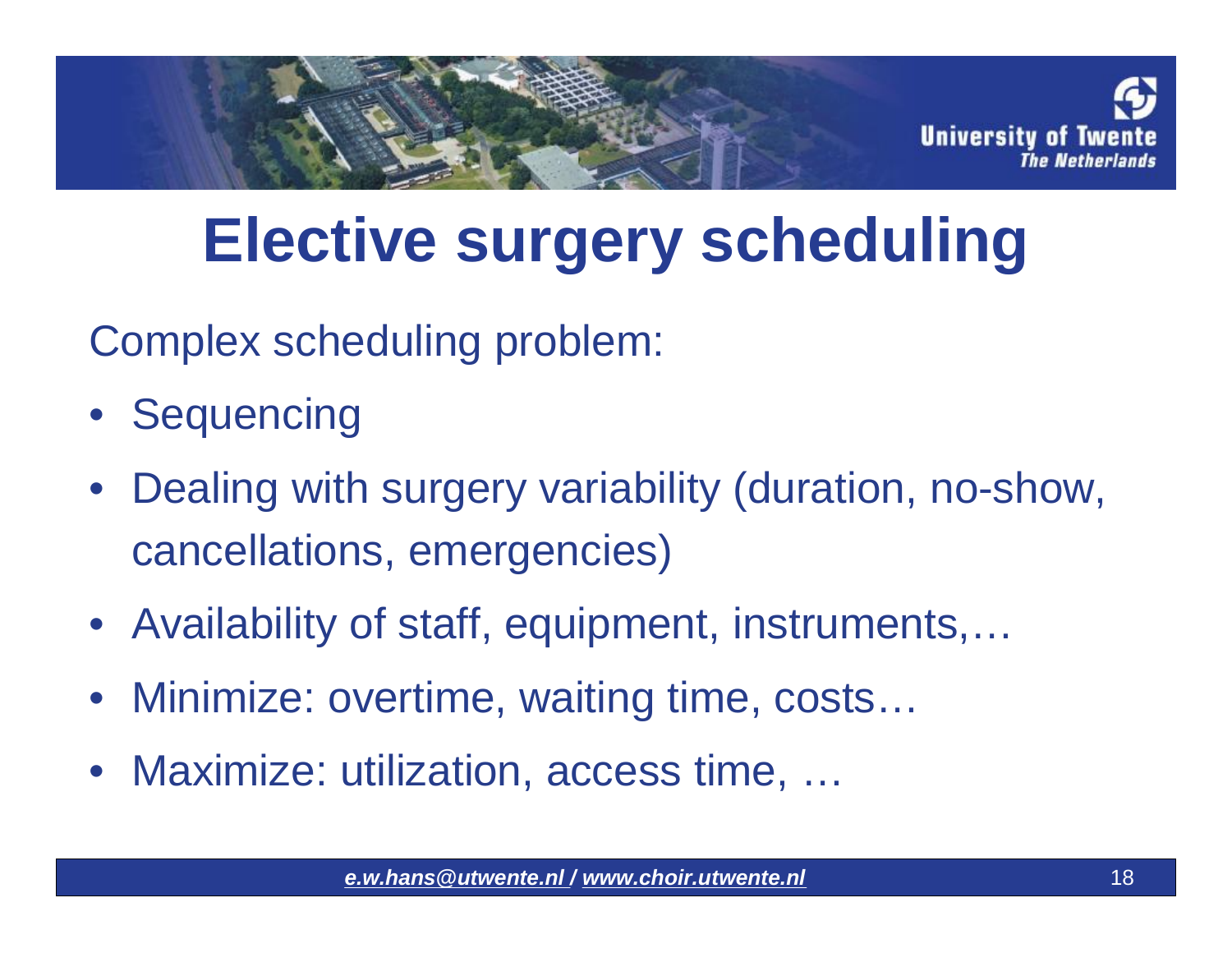# Elective surgery scheduling

Complex scheduling problem:

- Sequencing
- Dealing with surgery variability (duration, no-show, cancellations, emergencies)
- Availability of staff, equipment, instruments,…
- Minimize: overtime, waiting time, costs…
- Maximize: utilization, access time, …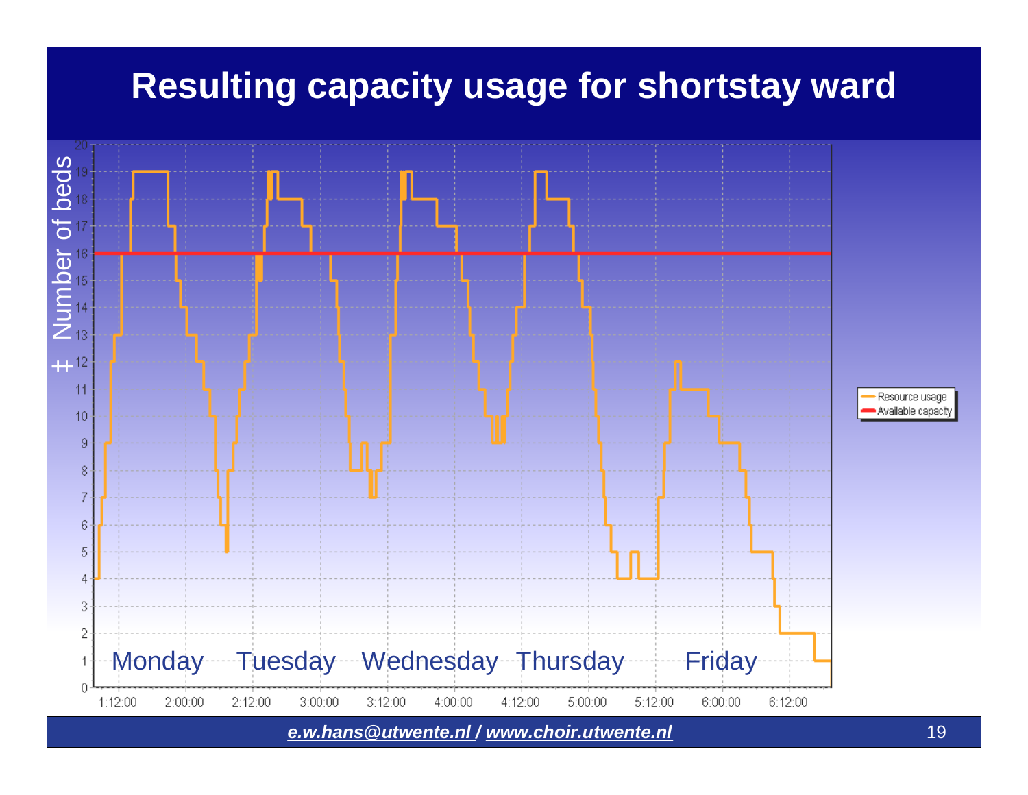# Resulting capacity usage for shortstay ward

# Number of beds

| | |
|---|---|
| Resource usage | |
| Available capacity | |

Monday Tuesday Wednesday Thursday Friday

1:12:00 2:00:00 2:12:00 3:00:00 3:12:00 4:00:00 4:12:00 5:00:00 5:12:00 6:00:00 6:12:00

*e.w.hans@utwente.nl / www.choir.utwente.nl*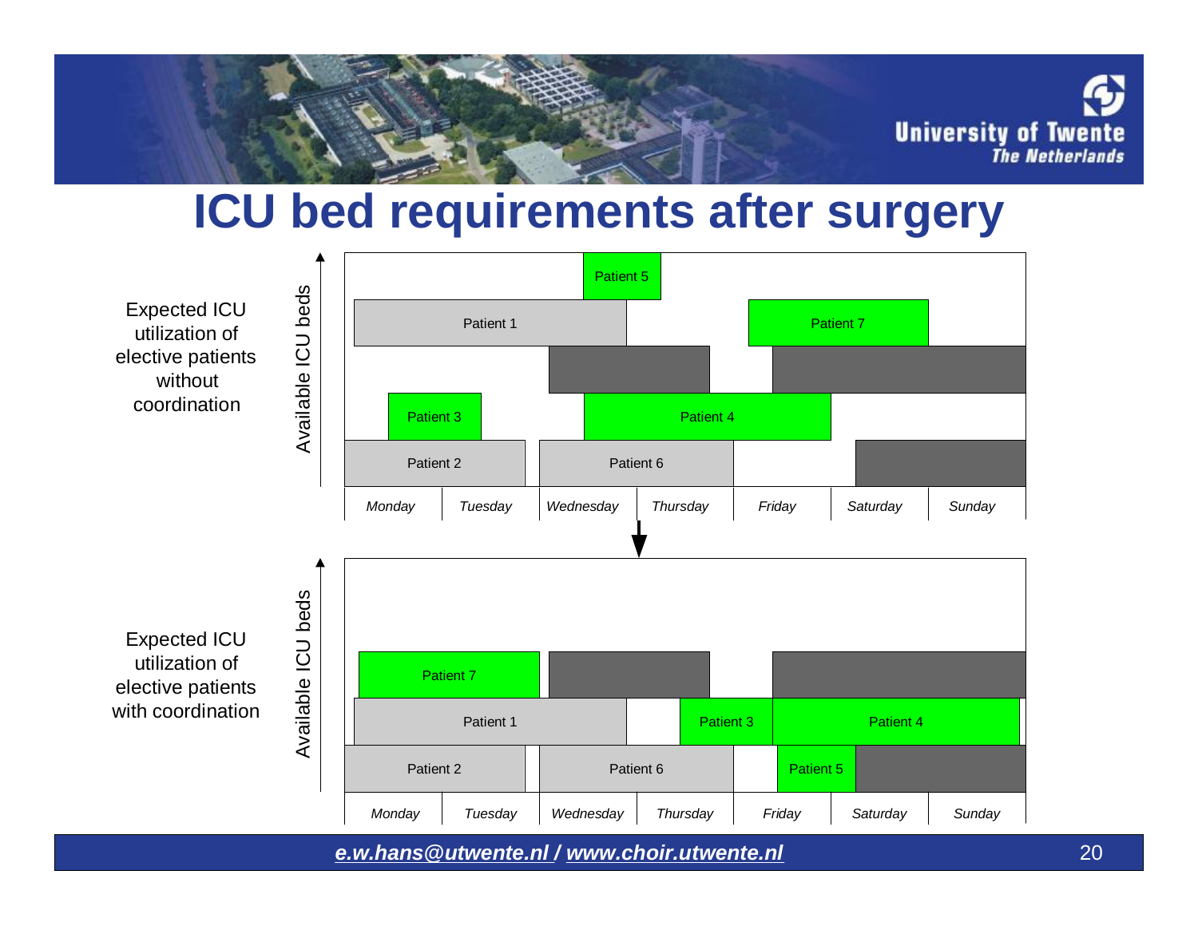# ICU bed requirements after surgery

Expected ICU utilization of elective patients without coordination

Available ICU beds

Patient 5

Patient 1

Patient 7

Patient 3

Patient 4

Patient 2

Patient 6

*Monday* *Tuesday* *Wednesday* *Thursday* *Friday* *Saturday* *Sunday*

Expected ICU utilization of elective patients with coordination

Available ICU beds

Patient 7

Patient 1

Patient 3

Patient 4

Patient 2

Patient 6

Patient 5

*Monday* *Tuesday* *Wednesday* *Thursday* *Friday* *Saturday* *Sunday*

*e.w.hans@utwente.nl / www.choir.utwente.nl*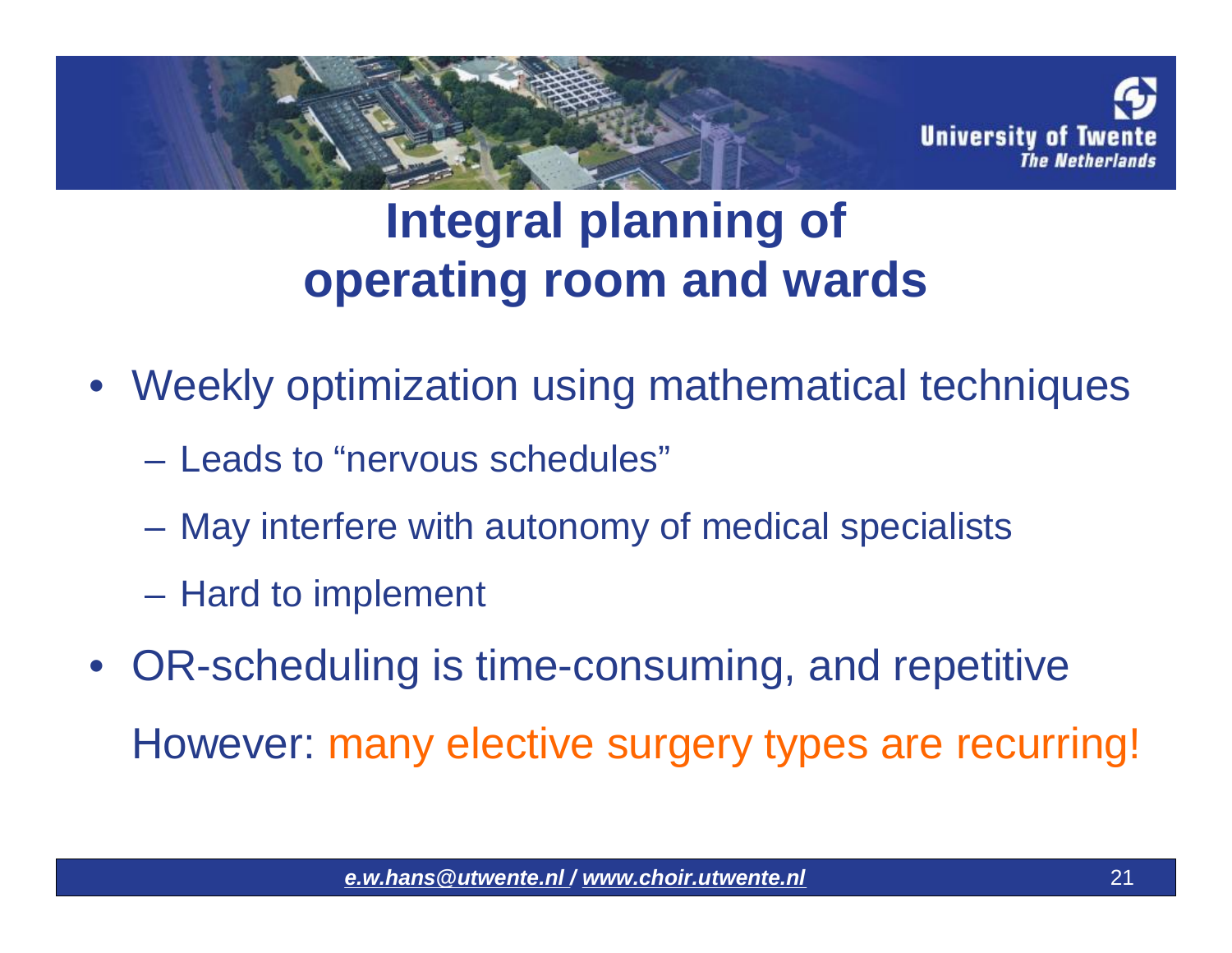# Integral planning of operating room and wards

- Weekly optimization using mathematical techniques
  - Leads to "nervous schedules"
  - May interfere with autonomy of medical specialists
  - Hard to implement
- OR-scheduling is time-consuming, and repetitive

  However: many elective surgery types are recurring!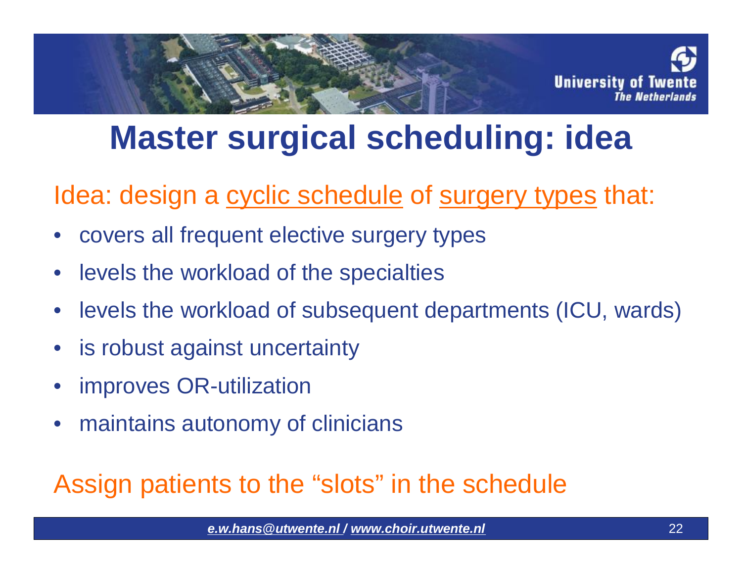# Master surgical scheduling: idea

Idea: design a cyclic schedule of surgery types that:

- covers all frequent elective surgery types
- levels the workload of the specialties
- levels the workload of subsequent departments (ICU, wards)
- is robust against uncertainty
- improves OR-utilization
- maintains autonomy of clinicians

Assign patients to the "slots" in the schedule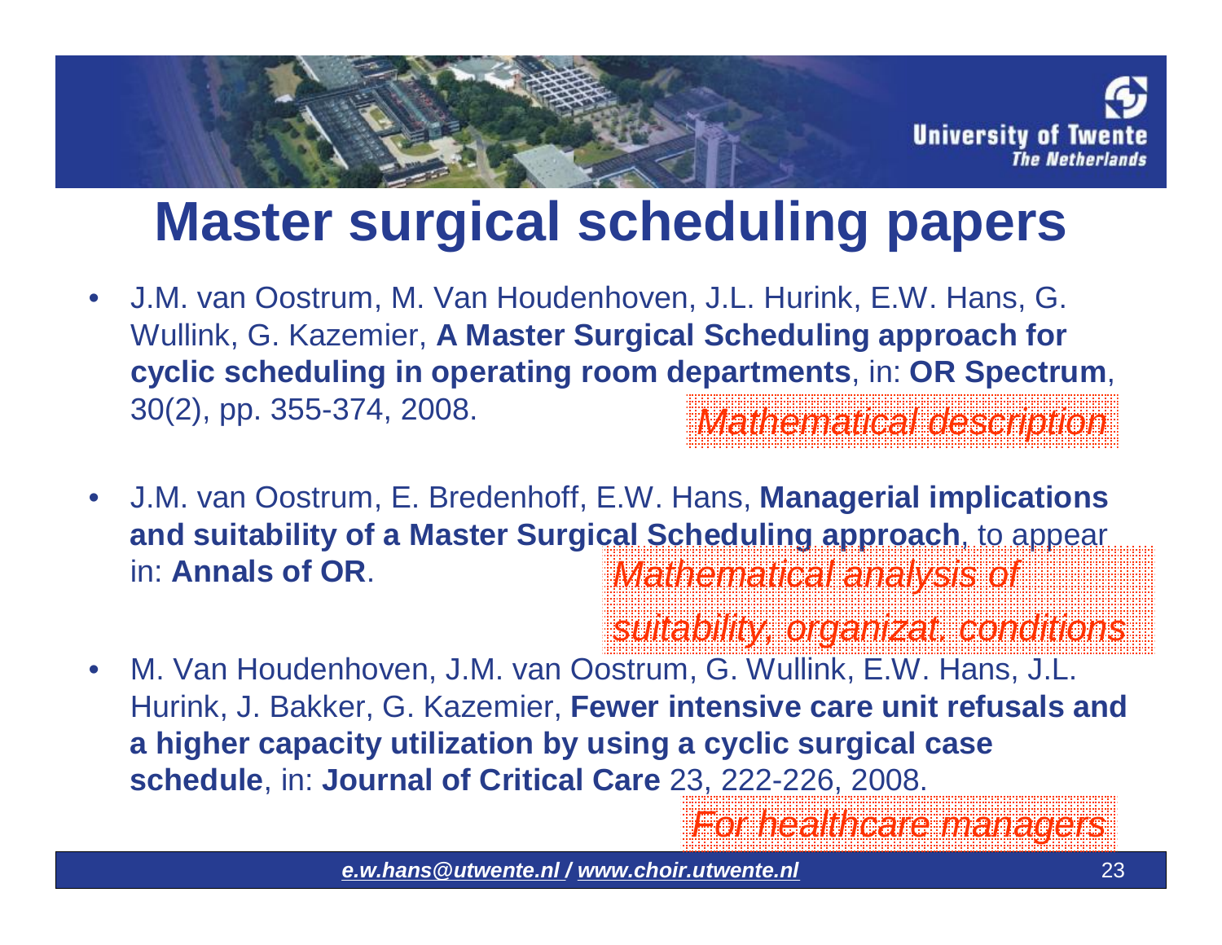# Master surgical scheduling papers

- J.M. van Oostrum, M. Van Houdenhoven, J.L. Hurink, E.W. Hans, G. Wullink, G. Kazemier, **A Master Surgical Scheduling approach for cyclic scheduling in operating room departments**, in: **OR Spectrum**, 30(2), pp. 355-374, 2008.

  *Mathematical description*

- J.M. van Oostrum, E. Bredenhoff, E.W. Hans, **Managerial implications and suitability of a Master Surgical Scheduling approach**, to appear in: **Annals of OR**.

  *Mathematical analysis of suitability, organizat. conditions*

- M. Van Houdenhoven, J.M. van Oostrum, G. Wullink, E.W. Hans, J.L. Hurink, J. Bakker, G. Kazemier, **Fewer intensive care unit refusals and a higher capacity utilization by using a cyclic surgical case schedule**, in: **Journal of Critical Care** 23, 222-226, 2008.

  *For healthcare managers*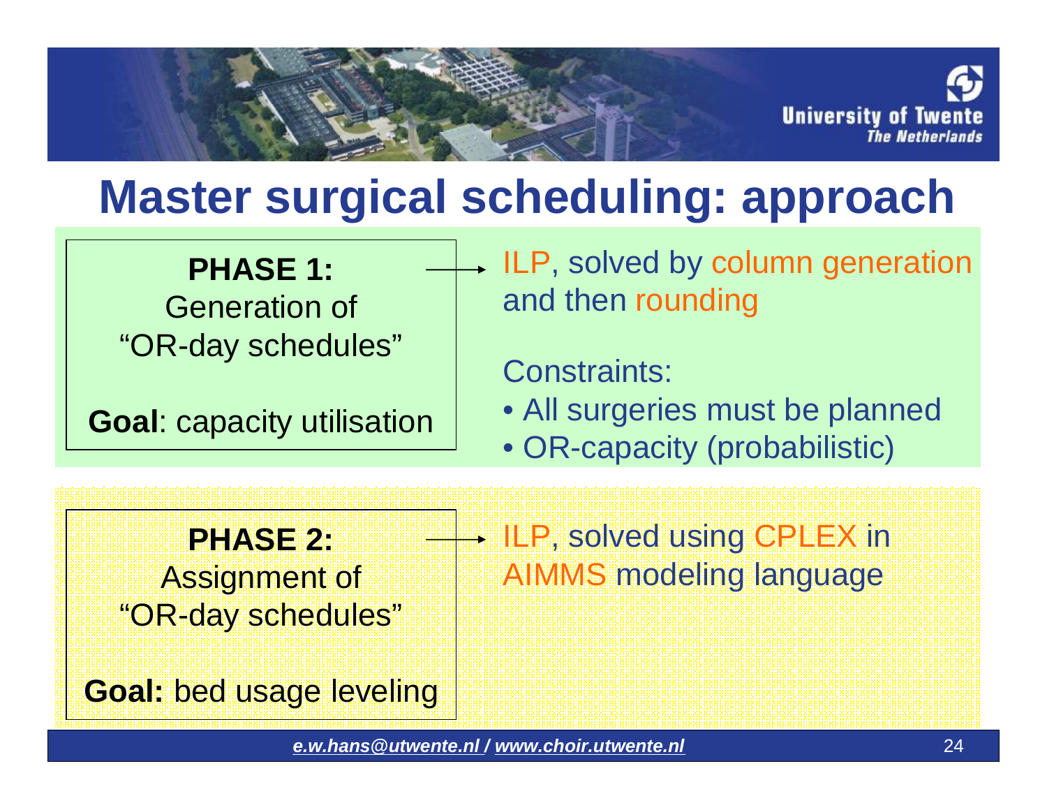# Master surgical scheduling: approach

**PHASE 1:**
Generation of "OR-day schedules"

**Goal**: capacity utilisation

→ ILP, solved by column generation and then rounding

Constraints:

- All surgeries must be planned
- OR-capacity (probabilistic)

**PHASE 2:**
Assignment of "OR-day schedules"

**Goal:** bed usage leveling

→ ILP, solved using CPLEX in AIMMS modeling language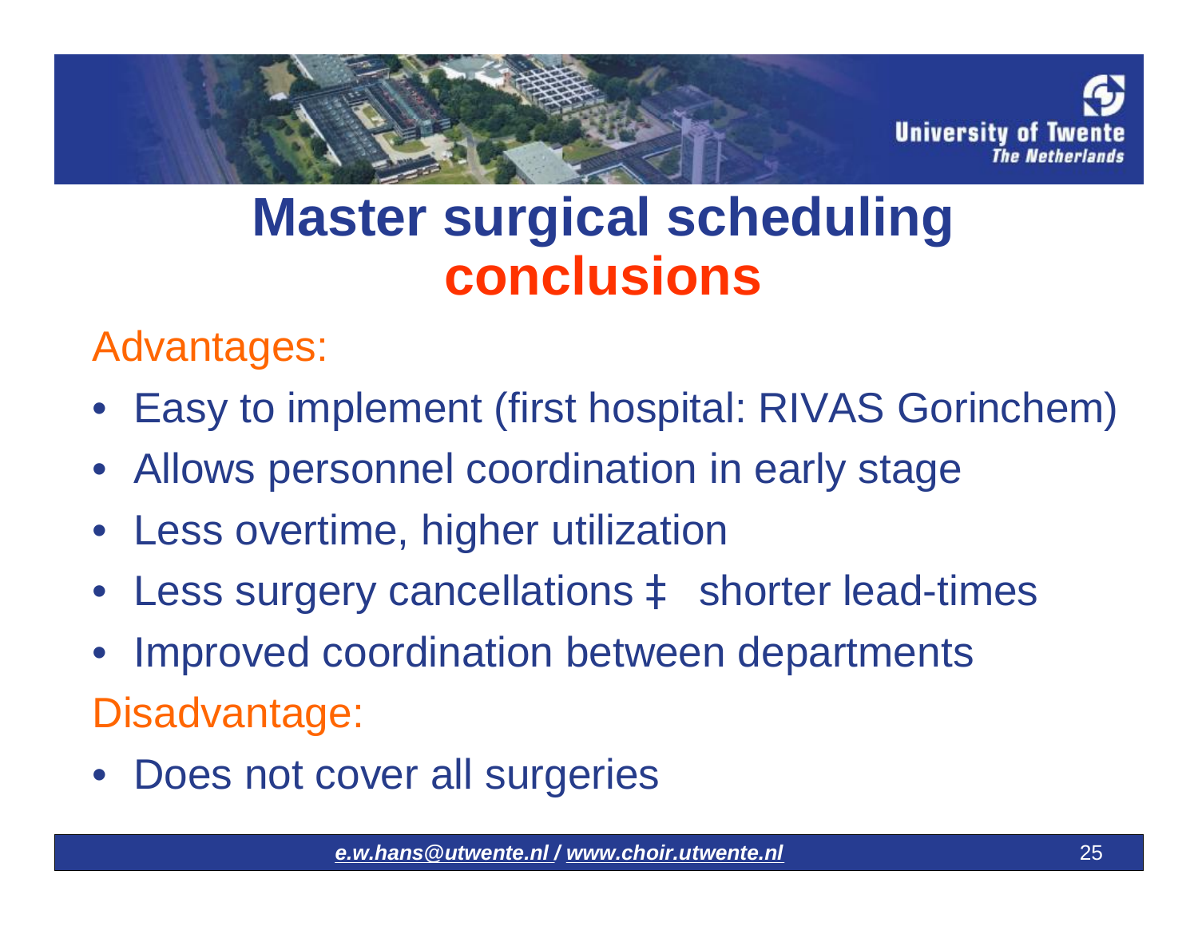# Master surgical scheduling conclusions

Advantages:

- Easy to implement (first hospital: RIVAS Gorinchem)
- Allows personnel coordination in early stage
- Less overtime, higher utilization
- Less surgery cancellations ‡ shorter lead-times
- Improved coordination between departments

Disadvantage:

- Does not cover all surgeries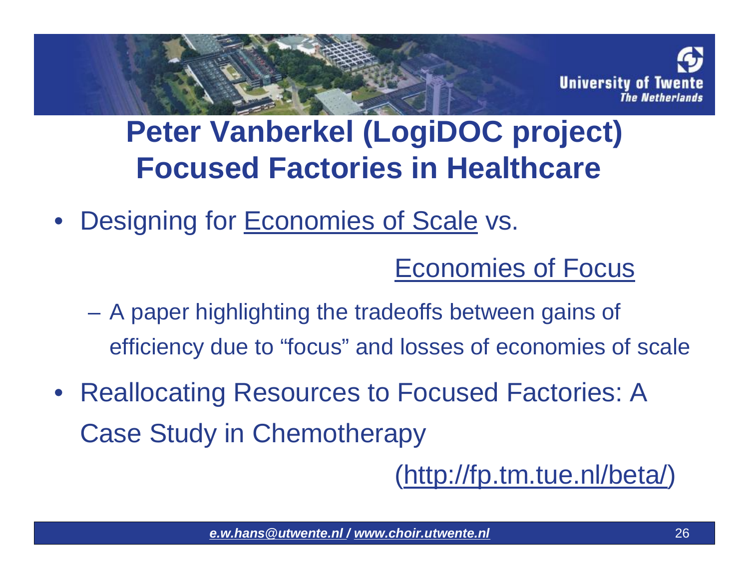# Peter Vanberkel (LogiDOC project) Focused Factories in Healthcare

- Designing for Economies of Scale vs. Economies of Focus
  - A paper highlighting the tradeoffs between gains of efficiency due to "focus" and losses of economies of scale
- Reallocating Resources to Focused Factories: A Case Study in Chemotherapy (http://fp.tm.tue.nl/beta/)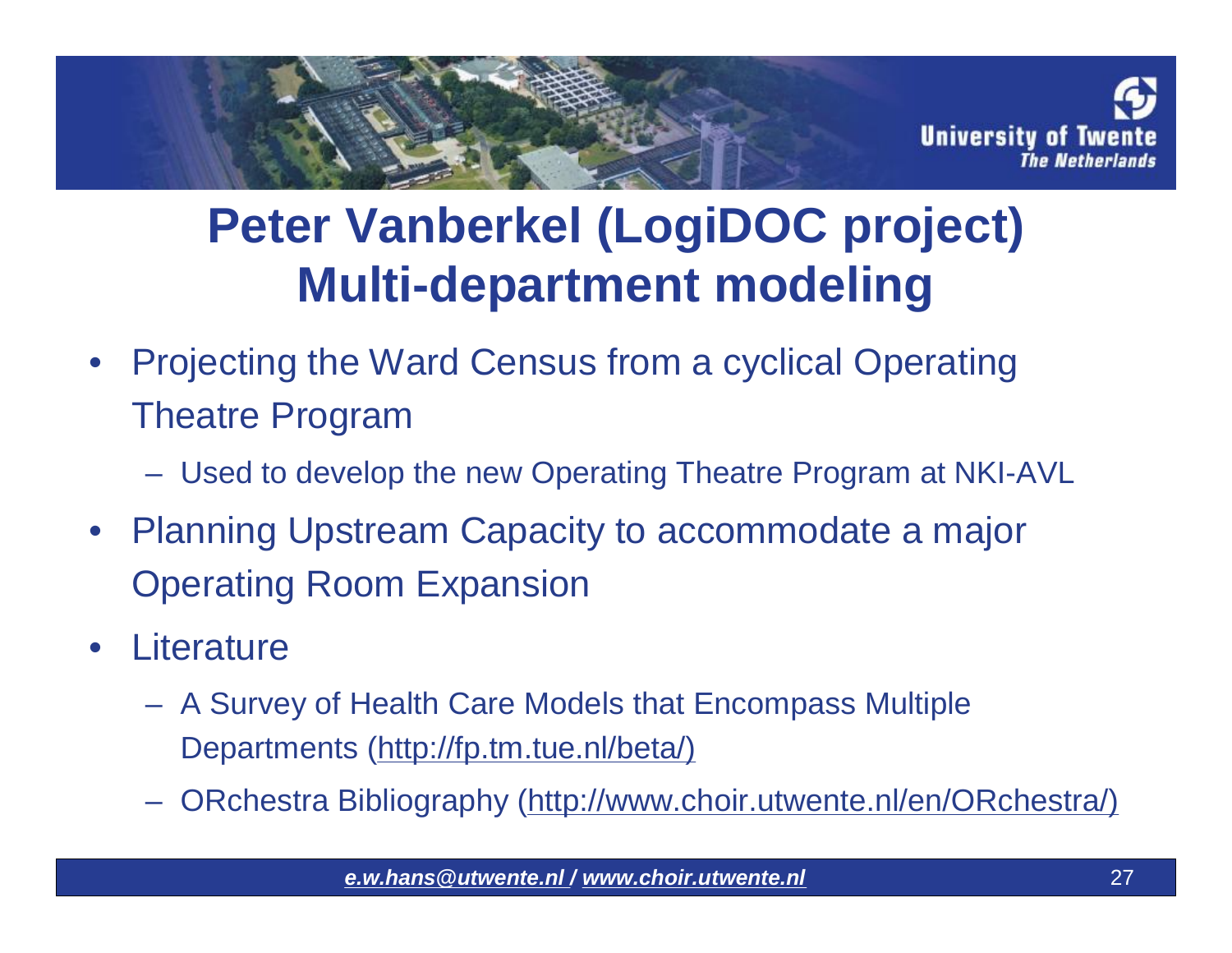# Peter Vanberkel (LogiDOC project) Multi-department modeling

- Projecting the Ward Census from a cyclical Operating Theatre Program
  - Used to develop the new Operating Theatre Program at NKI-AVL
- Planning Upstream Capacity to accommodate a major Operating Room Expansion
- Literature
  - A Survey of Health Care Models that Encompass Multiple Departments (http://fp.tm.tue.nl/beta/)
  - ORchestra Bibliography (http://www.choir.utwente.nl/en/ORchestra/)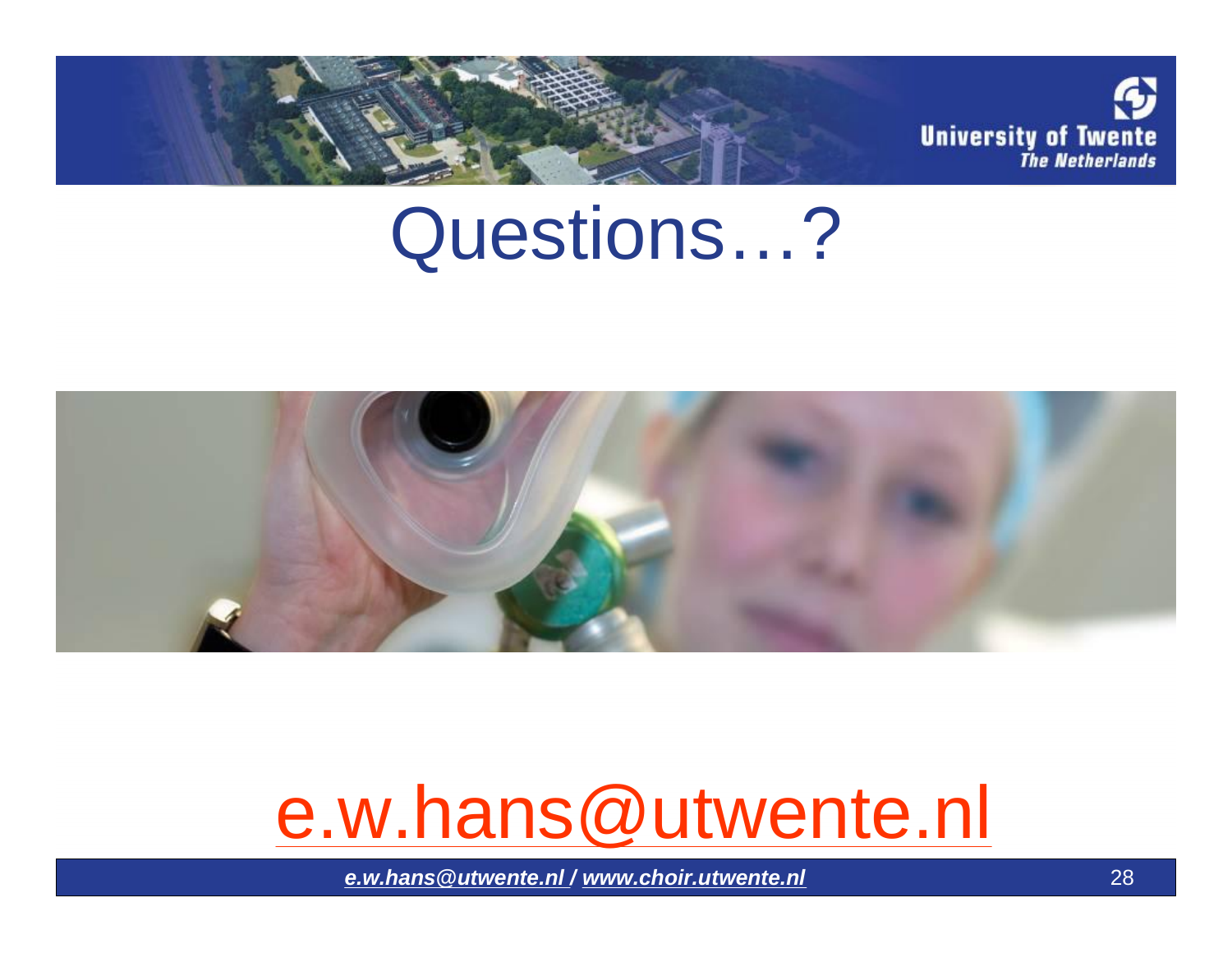# Questions…?

e.w.hans@utwente.nl